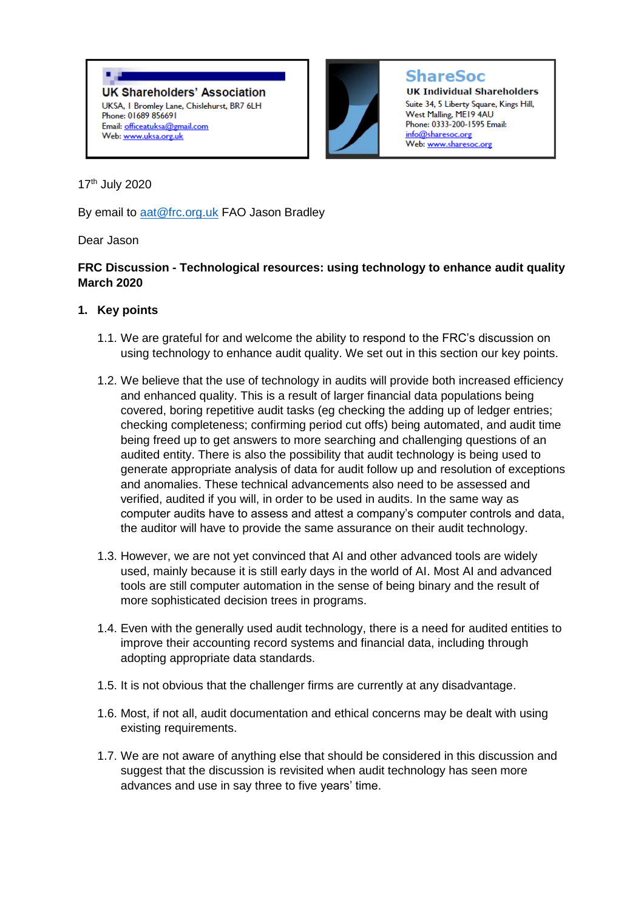**UK Shareholders' Association**
UKSA, 1 Bromley Lane, Chislehurst, BR7 6LH
Phone: 01689 856691
Email: officeatuksa@gmail.com
Web: www.uksa.org.uk

**ShareSoc**
**UK Individual Shareholders**
Suite 34, 5 Liberty Square, Kings Hill,
West Malling, ME19 4AU
Phone: 0333-200-1595 Email:
info@sharesoc.org
Web: www.sharesoc.org

17th July 2020

By email to aat@frc.org.uk FAO Jason Bradley

Dear Jason

**FRC Discussion - Technological resources: using technology to enhance audit quality March 2020**

## 1. Key points

1.1. We are grateful for and welcome the ability to respond to the FRC's discussion on using technology to enhance audit quality. We set out in this section our key points.

1.2. We believe that the use of technology in audits will provide both increased efficiency and enhanced quality. This is a result of larger financial data populations being covered, boring repetitive audit tasks (eg checking the adding up of ledger entries; checking completeness; confirming period cut offs) being automated, and audit time being freed up to get answers to more searching and challenging questions of an audited entity. There is also the possibility that audit technology is being used to generate appropriate analysis of data for audit follow up and resolution of exceptions and anomalies. These technical advancements also need to be assessed and verified, audited if you will, in order to be used in audits. In the same way as computer audits have to assess and attest a company's computer controls and data, the auditor will have to provide the same assurance on their audit technology.

1.3. However, we are not yet convinced that AI and other advanced tools are widely used, mainly because it is still early days in the world of AI. Most AI and advanced tools are still computer automation in the sense of being binary and the result of more sophisticated decision trees in programs.

1.4. Even with the generally used audit technology, there is a need for audited entities to improve their accounting record systems and financial data, including through adopting appropriate data standards.

1.5. It is not obvious that the challenger firms are currently at any disadvantage.

1.6. Most, if not all, audit documentation and ethical concerns may be dealt with using existing requirements.

1.7. We are not aware of anything else that should be considered in this discussion and suggest that the discussion is revisited when audit technology has seen more advances and use in say three to five years' time.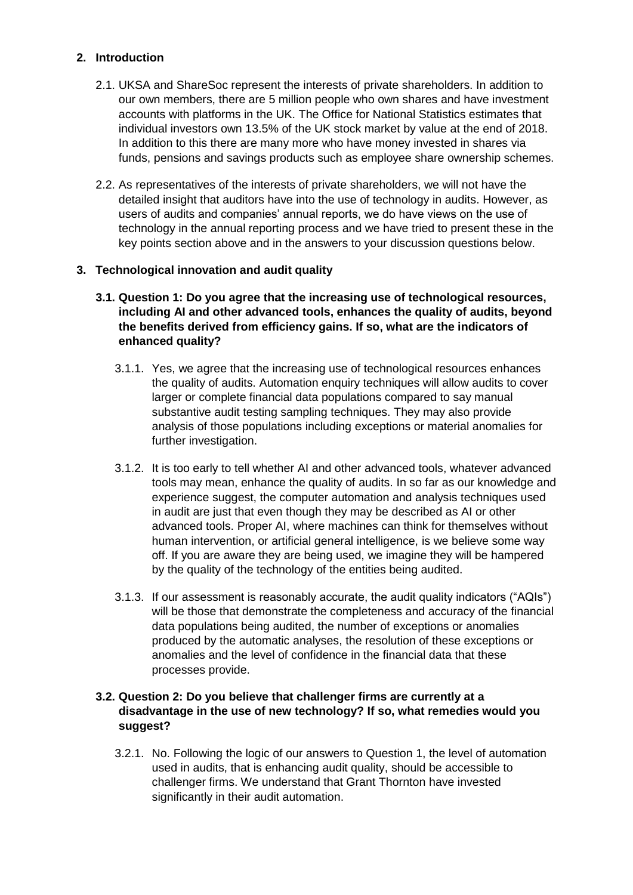## 2. Introduction

2.1. UKSA and ShareSoc represent the interests of private shareholders. In addition to our own members, there are 5 million people who own shares and have investment accounts with platforms in the UK. The Office for National Statistics estimates that individual investors own 13.5% of the UK stock market by value at the end of 2018. In addition to this there are many more who have money invested in shares via funds, pensions and savings products such as employee share ownership schemes.

2.2. As representatives of the interests of private shareholders, we will not have the detailed insight that auditors have into the use of technology in audits. However, as users of audits and companies' annual reports, we do have views on the use of technology in the annual reporting process and we have tried to present these in the key points section above and in the answers to your discussion questions below.

## 3. Technological innovation and audit quality

### 3.1. Question 1: Do you agree that the increasing use of technological resources, including AI and other advanced tools, enhances the quality of audits, beyond the benefits derived from efficiency gains. If so, what are the indicators of enhanced quality?

3.1.1. Yes, we agree that the increasing use of technological resources enhances the quality of audits. Automation enquiry techniques will allow audits to cover larger or complete financial data populations compared to say manual substantive audit testing sampling techniques. They may also provide analysis of those populations including exceptions or material anomalies for further investigation.

3.1.2. It is too early to tell whether AI and other advanced tools, whatever advanced tools may mean, enhance the quality of audits. In so far as our knowledge and experience suggest, the computer automation and analysis techniques used in audit are just that even though they may be described as AI or other advanced tools. Proper AI, where machines can think for themselves without human intervention, or artificial general intelligence, is we believe some way off. If you are aware they are being used, we imagine they will be hampered by the quality of the technology of the entities being audited.

3.1.3. If our assessment is reasonably accurate, the audit quality indicators ("AQIs") will be those that demonstrate the completeness and accuracy of the financial data populations being audited, the number of exceptions or anomalies produced by the automatic analyses, the resolution of these exceptions or anomalies and the level of confidence in the financial data that these processes provide.

### 3.2. Question 2: Do you believe that challenger firms are currently at a disadvantage in the use of new technology? If so, what remedies would you suggest?

3.2.1. No. Following the logic of our answers to Question 1, the level of automation used in audits, that is enhancing audit quality, should be accessible to challenger firms. We understand that Grant Thornton have invested significantly in their audit automation.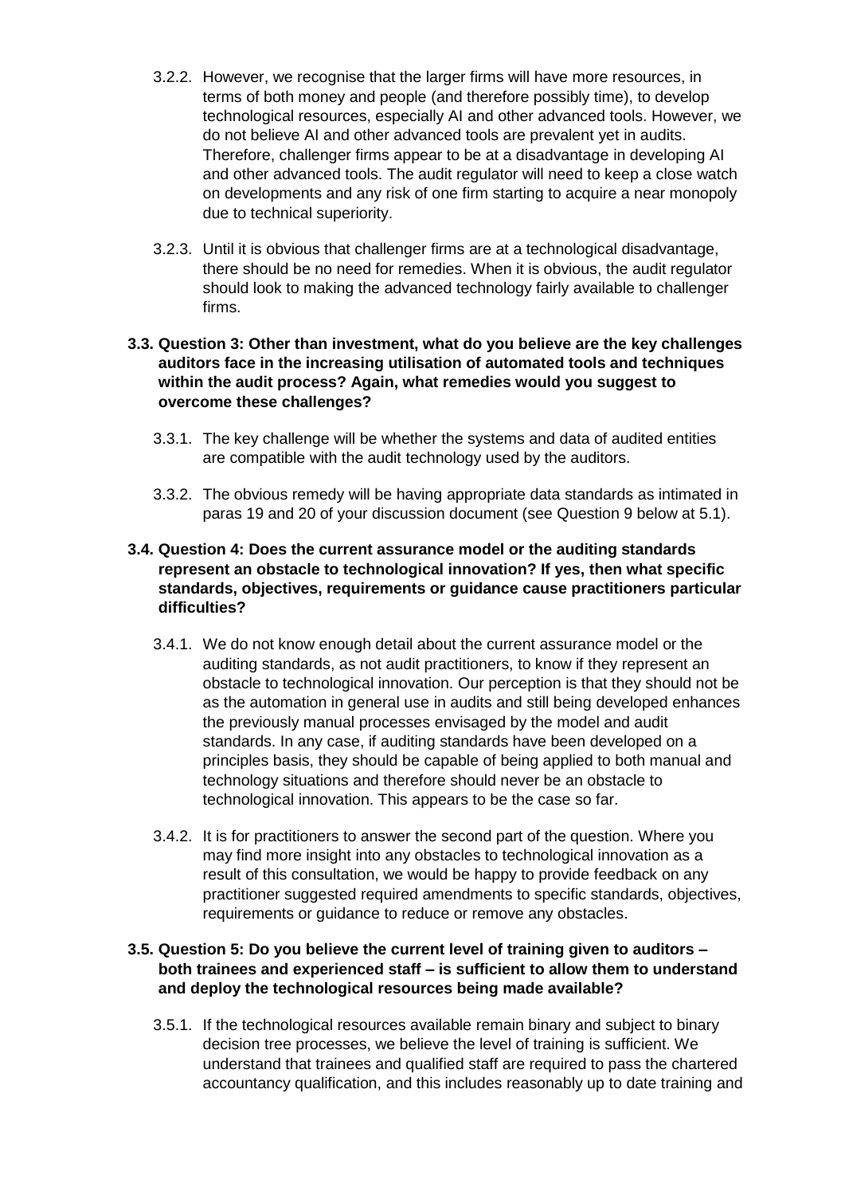3.2.2. However, we recognise that the larger firms will have more resources, in terms of both money and people (and therefore possibly time), to develop technological resources, especially AI and other advanced tools. However, we do not believe AI and other advanced tools are prevalent yet in audits. Therefore, challenger firms appear to be at a disadvantage in developing AI and other advanced tools. The audit regulator will need to keep a close watch on developments and any risk of one firm starting to acquire a near monopoly due to technical superiority.

3.2.3. Until it is obvious that challenger firms are at a technological disadvantage, there should be no need for remedies. When it is obvious, the audit regulator should look to making the advanced technology fairly available to challenger firms.

**3.3. Question 3: Other than investment, what do you believe are the key challenges auditors face in the increasing utilisation of automated tools and techniques within the audit process? Again, what remedies would you suggest to overcome these challenges?**

3.3.1. The key challenge will be whether the systems and data of audited entities are compatible with the audit technology used by the auditors.

3.3.2. The obvious remedy will be having appropriate data standards as intimated in paras 19 and 20 of your discussion document (see Question 9 below at 5.1).

**3.4. Question 4: Does the current assurance model or the auditing standards represent an obstacle to technological innovation? If yes, then what specific standards, objectives, requirements or guidance cause practitioners particular difficulties?**

3.4.1. We do not know enough detail about the current assurance model or the auditing standards, as not audit practitioners, to know if they represent an obstacle to technological innovation. Our perception is that they should not be as the automation in general use in audits and still being developed enhances the previously manual processes envisaged by the model and audit standards. In any case, if auditing standards have been developed on a principles basis, they should be capable of being applied to both manual and technology situations and therefore should never be an obstacle to technological innovation. This appears to be the case so far.

3.4.2. It is for practitioners to answer the second part of the question. Where you may find more insight into any obstacles to technological innovation as a result of this consultation, we would be happy to provide feedback on any practitioner suggested required amendments to specific standards, objectives, requirements or guidance to reduce or remove any obstacles.

**3.5. Question 5: Do you believe the current level of training given to auditors – both trainees and experienced staff – is sufficient to allow them to understand and deploy the technological resources being made available?**

3.5.1. If the technological resources available remain binary and subject to binary decision tree processes, we believe the level of training is sufficient. We understand that trainees and qualified staff are required to pass the chartered accountancy qualification, and this includes reasonably up to date training and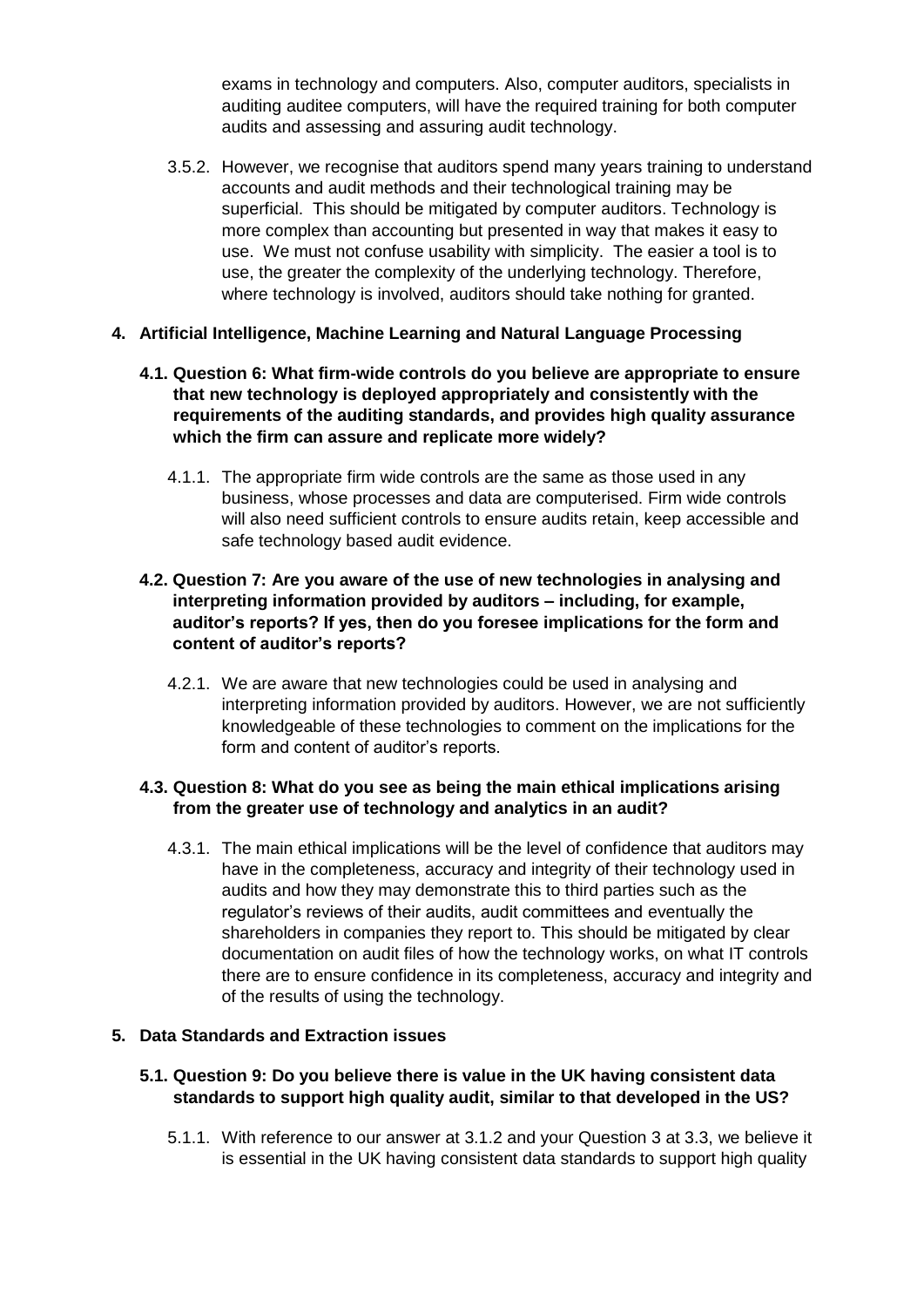exams in technology and computers. Also, computer auditors, specialists in auditing auditee computers, will have the required training for both computer audits and assessing and assuring audit technology.

3.5.2. However, we recognise that auditors spend many years training to understand accounts and audit methods and their technological training may be superficial. This should be mitigated by computer auditors. Technology is more complex than accounting but presented in way that makes it easy to use. We must not confuse usability with simplicity. The easier a tool is to use, the greater the complexity of the underlying technology. Therefore, where technology is involved, auditors should take nothing for granted.

## 4. Artificial Intelligence, Machine Learning and Natural Language Processing

### 4.1. Question 6: What firm-wide controls do you believe are appropriate to ensure that new technology is deployed appropriately and consistently with the requirements of the auditing standards, and provides high quality assurance which the firm can assure and replicate more widely?

4.1.1. The appropriate firm wide controls are the same as those used in any business, whose processes and data are computerised. Firm wide controls will also need sufficient controls to ensure audits retain, keep accessible and safe technology based audit evidence.

### 4.2. Question 7: Are you aware of the use of new technologies in analysing and interpreting information provided by auditors – including, for example, auditor's reports? If yes, then do you foresee implications for the form and content of auditor's reports?

4.2.1. We are aware that new technologies could be used in analysing and interpreting information provided by auditors. However, we are not sufficiently knowledgeable of these technologies to comment on the implications for the form and content of auditor's reports.

### 4.3. Question 8: What do you see as being the main ethical implications arising from the greater use of technology and analytics in an audit?

4.3.1. The main ethical implications will be the level of confidence that auditors may have in the completeness, accuracy and integrity of their technology used in audits and how they may demonstrate this to third parties such as the regulator's reviews of their audits, audit committees and eventually the shareholders in companies they report to. This should be mitigated by clear documentation on audit files of how the technology works, on what IT controls there are to ensure confidence in its completeness, accuracy and integrity and of the results of using the technology.

## 5. Data Standards and Extraction issues

### 5.1. Question 9: Do you believe there is value in the UK having consistent data standards to support high quality audit, similar to that developed in the US?

5.1.1. With reference to our answer at 3.1.2 and your Question 3 at 3.3, we believe it is essential in the UK having consistent data standards to support high quality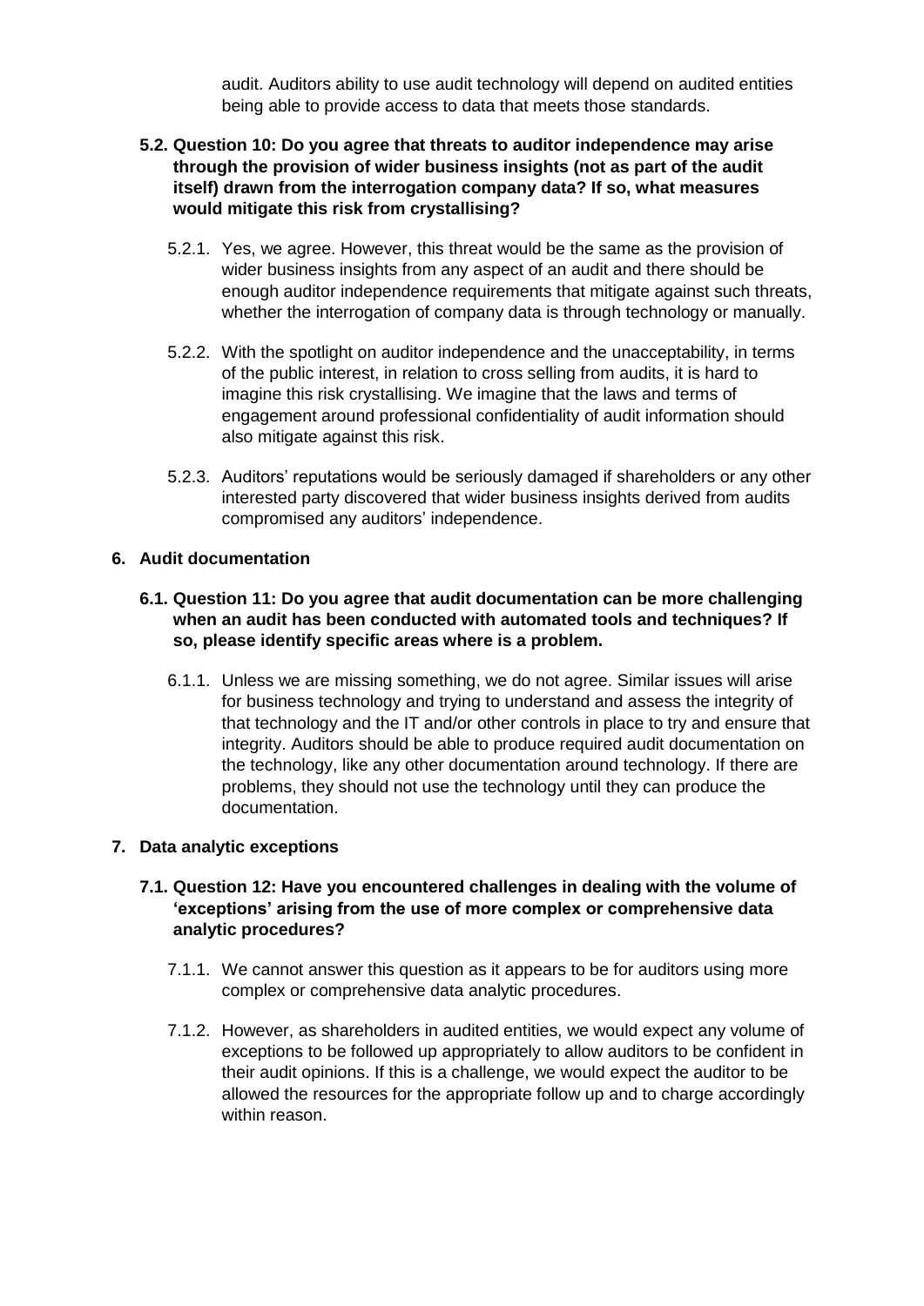audit. Auditors ability to use audit technology will depend on audited entities being able to provide access to data that meets those standards.

**5.2. Question 10: Do you agree that threats to auditor independence may arise through the provision of wider business insights (not as part of the audit itself) drawn from the interrogation company data? If so, what measures would mitigate this risk from crystallising?**

5.2.1. Yes, we agree. However, this threat would be the same as the provision of wider business insights from any aspect of an audit and there should be enough auditor independence requirements that mitigate against such threats, whether the interrogation of company data is through technology or manually.

5.2.2. With the spotlight on auditor independence and the unacceptability, in terms of the public interest, in relation to cross selling from audits, it is hard to imagine this risk crystallising. We imagine that the laws and terms of engagement around professional confidentiality of audit information should also mitigate against this risk.

5.2.3. Auditors' reputations would be seriously damaged if shareholders or any other interested party discovered that wider business insights derived from audits compromised any auditors' independence.

## 6. Audit documentation

**6.1. Question 11: Do you agree that audit documentation can be more challenging when an audit has been conducted with automated tools and techniques? If so, please identify specific areas where is a problem.**

6.1.1. Unless we are missing something, we do not agree. Similar issues will arise for business technology and trying to understand and assess the integrity of that technology and the IT and/or other controls in place to try and ensure that integrity. Auditors should be able to produce required audit documentation on the technology, like any other documentation around technology. If there are problems, they should not use the technology until they can produce the documentation.

## 7. Data analytic exceptions

**7.1. Question 12: Have you encountered challenges in dealing with the volume of 'exceptions' arising from the use of more complex or comprehensive data analytic procedures?**

7.1.1. We cannot answer this question as it appears to be for auditors using more complex or comprehensive data analytic procedures.

7.1.2. However, as shareholders in audited entities, we would expect any volume of exceptions to be followed up appropriately to allow auditors to be confident in their audit opinions. If this is a challenge, we would expect the auditor to be allowed the resources for the appropriate follow up and to charge accordingly within reason.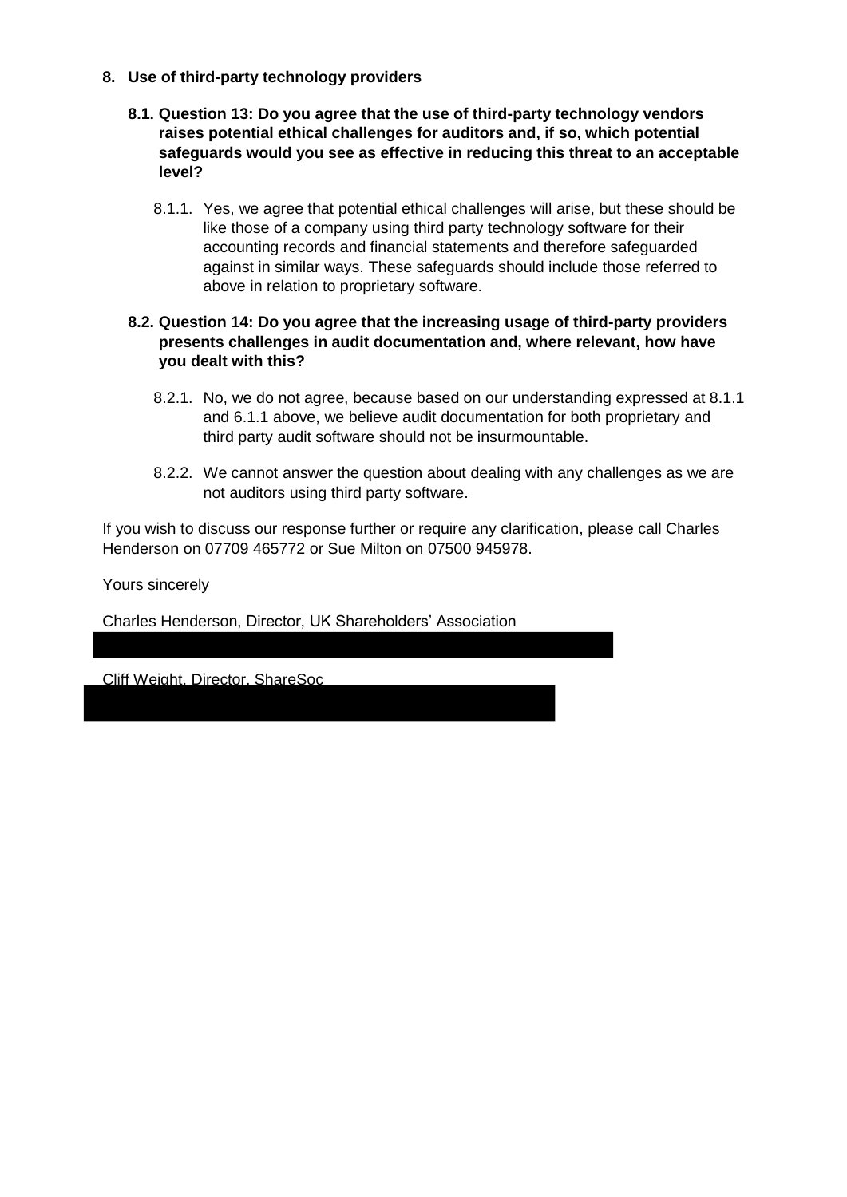## 8. Use of third-party technology providers

### 8.1. Question 13: Do you agree that the use of third-party technology vendors raises potential ethical challenges for auditors and, if so, which potential safeguards would you see as effective in reducing this threat to an acceptable level?

8.1.1. Yes, we agree that potential ethical challenges will arise, but these should be like those of a company using third party technology software for their accounting records and financial statements and therefore safeguarded against in similar ways. These safeguards should include those referred to above in relation to proprietary software.

### 8.2. Question 14: Do you agree that the increasing usage of third-party providers presents challenges in audit documentation and, where relevant, how have you dealt with this?

8.2.1. No, we do not agree, because based on our understanding expressed at 8.1.1 and 6.1.1 above, we believe audit documentation for both proprietary and third party audit software should not be insurmountable.

8.2.2. We cannot answer the question about dealing with any challenges as we are not auditors using third party software.

If you wish to discuss our response further or require any clarification, please call Charles Henderson on 07709 465772 or Sue Milton on 07500 945978.

Yours sincerely

Charles Henderson, Director, UK Shareholders' Association

Cliff Weight, Director, ShareSoc